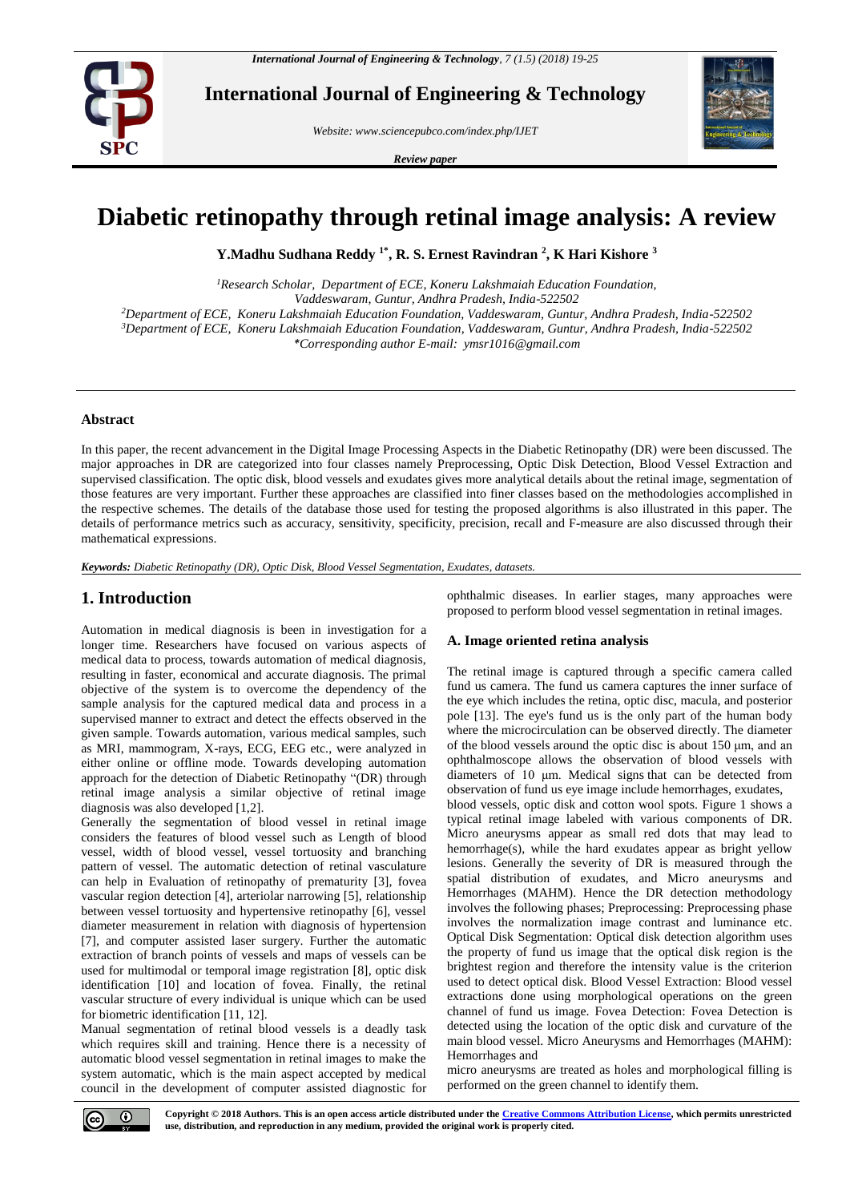# Diabetic retinopathy through retinal image analysis: A review

**Y.Madhu Sudhana Reddy [1*], R. S. Ernest Ravindran [2], K Hari Kishore [3]**

[1]*Research Scholar, Department of ECE, Koneru Lakshmaiah Education Foundation, Vaddeswaram, Guntur, Andhra Pradesh, India-522502*
[2]*Department of ECE, Koneru Lakshmaiah Education Foundation, Vaddeswaram, Guntur, Andhra Pradesh, India-522502*
[3]*Department of ECE, Koneru Lakshmaiah Education Foundation, Vaddeswaram, Guntur, Andhra Pradesh, India-522502*
*\*Corresponding author E-mail: ymsr1016@gmail.com*

*Review paper*

## Abstract

In this paper, the recent advancement in the Digital Image Processing Aspects in the Diabetic Retinopathy (DR) were been discussed. The major approaches in DR are categorized into four classes namely Preprocessing, Optic Disk Detection, Blood Vessel Extraction and supervised classification. The optic disk, blood vessels and exudates gives more analytical details about the retinal image, segmentation of those features are very important. Further these approaches are classified into finer classes based on the methodologies accomplished in the respective schemes. The details of the database those used for testing the proposed algorithms is also illustrated in this paper. The details of performance metrics such as accuracy, sensitivity, specificity, precision, recall and F-measure are also discussed through their mathematical expressions.

***Keywords:*** *Diabetic Retinopathy (DR), Optic Disk, Blood Vessel Segmentation, Exudates, datasets.*

## 1. Introduction

Automation in medical diagnosis is been in investigation for a longer time. Researchers have focused on various aspects of medical data to process, towards automation of medical diagnosis, resulting in faster, economical and accurate diagnosis. The primal objective of the system is to overcome the dependency of the sample analysis for the captured medical data and process in a supervised manner to extract and detect the effects observed in the given sample. Towards automation, various medical samples, such as MRI, mammogram, X-rays, ECG, EEG etc., were analyzed in either online or offline mode. Towards developing automation approach for the detection of Diabetic Retinopathy "(DR) through retinal image analysis a similar objective of retinal image diagnosis was also developed [1,2].

Generally the segmentation of blood vessel in retinal image considers the features of blood vessel such as Length of blood vessel, width of blood vessel, vessel tortuosity and branching pattern of vessel. The automatic detection of retinal vasculature can help in Evaluation of retinopathy of prematurity [3], fovea vascular region detection [4], arteriolar narrowing [5], relationship between vessel tortuosity and hypertensive retinopathy [6], vessel diameter measurement in relation with diagnosis of hypertension [7], and computer assisted laser surgery. Further the automatic extraction of branch points of vessels and maps of vessels can be used for multimodal or temporal image registration [8], optic disk identification [10] and location of fovea. Finally, the retinal vascular structure of every individual is unique which can be used for biometric identification [11, 12].

Manual segmentation of retinal blood vessels is a deadly task which requires skill and training. Hence there is a necessity of automatic blood vessel segmentation in retinal images to make the system automatic, which is the main aspect accepted by medical council in the development of computer assisted diagnostic for ophthalmic diseases. In earlier stages, many approaches were proposed to perform blood vessel segmentation in retinal images.

### A. Image oriented retina analysis

The retinal image is captured through a specific camera called fund us camera. The fund us camera captures the inner surface of the eye which includes the retina, optic disc, macula, and posterior pole [13]. The eye's fund us is the only part of the human body where the microcirculation can be observed directly. The diameter of the blood vessels around the optic disc is about 150 μm, and an ophthalmoscope allows the observation of blood vessels with diameters of 10 μm. Medical signs that can be detected from observation of fund us eye image include hemorrhages, exudates, blood vessels, optic disk and cotton wool spots. Figure 1 shows a typical retinal image labeled with various components of DR. Micro aneurysms appear as small red dots that may lead to hemorrhage(s), while the hard exudates appear as bright yellow lesions. Generally the severity of DR is measured through the spatial distribution of exudates, and Micro aneurysms and Hemorrhages (MAHM). Hence the DR detection methodology involves the following phases; Preprocessing: Preprocessing phase involves the normalization image contrast and luminance etc. Optical Disk Segmentation: Optical disk detection algorithm uses the property of fund us image that the optical disk region is the brightest region and therefore the intensity value is the criterion used to detect optical disk. Blood Vessel Extraction: Blood vessel extractions done using morphological operations on the green channel of fund us image. Fovea Detection: Fovea Detection is detected using the location of the optic disk and curvature of the main blood vessel. Micro Aneurysms and Hemorrhages (MAHM): Hemorrhages and micro aneurysms are treated as holes and morphological filling is performed on the green channel to identify them.

**Copyright © 2018 Authors. This is an open access article distributed under the Creative Commons Attribution License, which permits unrestricted use, distribution, and reproduction in any medium, provided the original work is properly cited.**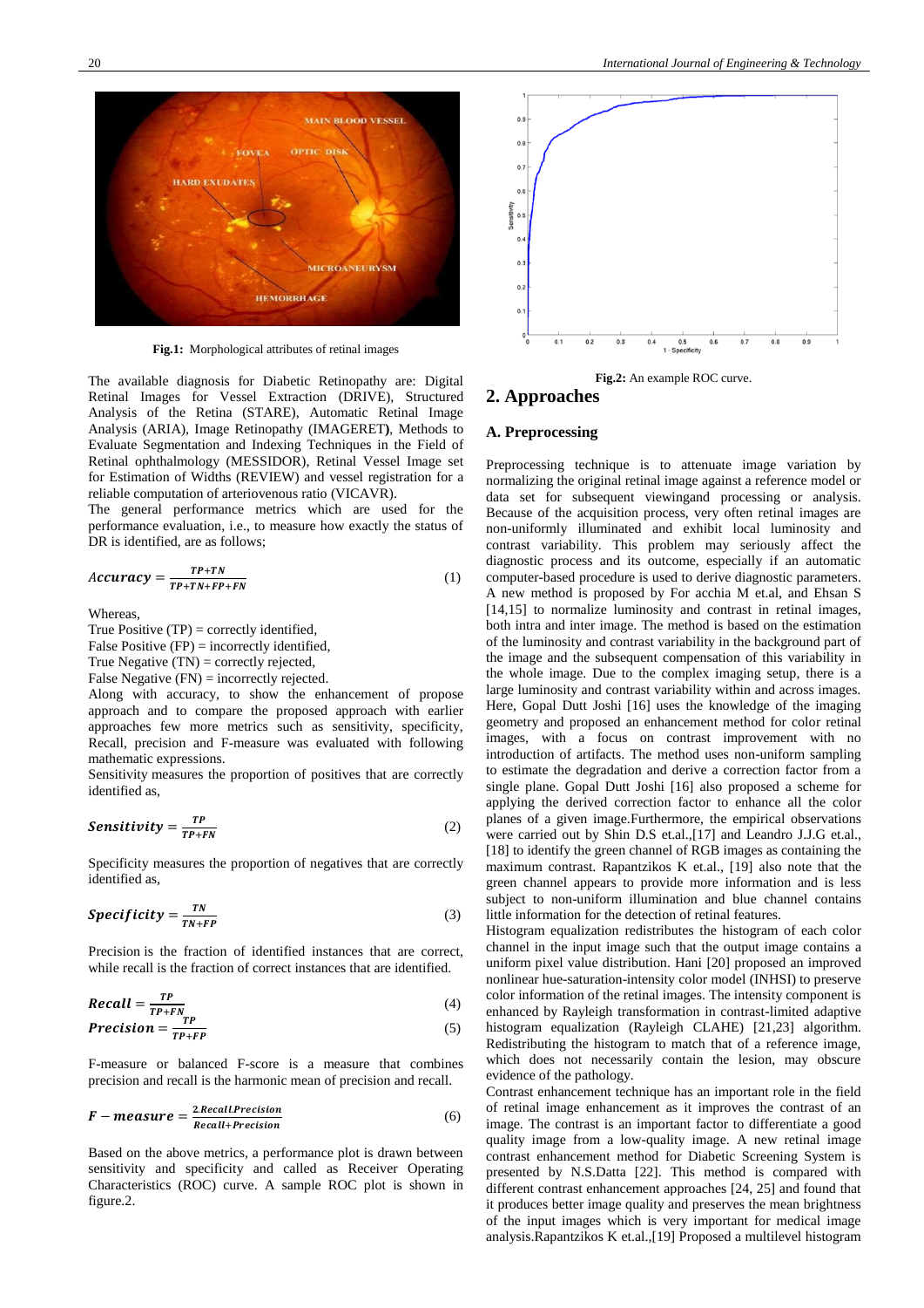Fig.1: Morphological attributes of retinal images

The available diagnosis for Diabetic Retinopathy are: Digital Retinal Images for Vessel Extraction (DRIVE), Structured Analysis of the Retina (STARE), Automatic Retinal Image Analysis (ARIA), Image Retinopathy (IMAGERET), Methods to Evaluate Segmentation and Indexing Techniques in the Field of Retinal ophthalmology (MESSIDOR), Retinal Vessel Image set for Estimation of Widths (REVIEW) and vessel registration for a reliable computation of arteriovenous ratio (VICAVR).

The general performance metrics which are used for the performance evaluation, i.e., to measure how exactly the status of DR is identified, are as follows;

$$Accuracy = \frac{TP+TN}{TP+TN+FP+FN} \tag{1}$$

Whereas,

True Positive (TP) = correctly identified,
False Positive (FP) = incorrectly identified,
True Negative (TN) = correctly rejected,
False Negative (FN) = incorrectly rejected.

Along with accuracy, to show the enhancement of propose approach and to compare the proposed approach with earlier approaches few more metrics such as sensitivity, specificity, Recall, precision and F-measure was evaluated with following mathematic expressions.

Sensitivity measures the proportion of positives that are correctly identified as,

$$\textbf{Sensitivity} = \frac{TP}{TP+FN} \tag{2}$$

Specificity measures the proportion of negatives that are correctly identified as,

$$\textbf{Specificity} = \frac{TN}{TN+FP} \tag{3}$$

Precision is the fraction of identified instances that are correct, while recall is the fraction of correct instances that are identified.

$$\textbf{Recall} = \frac{TP}{TP+FN} \tag{4}$$

$$\textbf{Precision} = \frac{TP}{TP+FP} \tag{5}$$

F-measure or balanced F-score is a measure that combines precision and recall is the harmonic mean of precision and recall.

$$\textbf{F}-\textbf{measure} = \frac{2.Recall.Precision}{Recall+Precision} \tag{6}$$

Based on the above metrics, a performance plot is drawn between sensitivity and specificity and called as Receiver Operating Characteristics (ROC) curve. A sample ROC plot is shown in figure.2.

Fig.2: An example ROC curve.

## 2. Approaches

### A. Preprocessing

Preprocessing technique is to attenuate image variation by normalizing the original retinal image against a reference model or data set for subsequent viewingand processing or analysis. Because of the acquisition process, very often retinal images are non-uniformly illuminated and exhibit local luminosity and contrast variability. This problem may seriously affect the diagnostic process and its outcome, especially if an automatic computer-based procedure is used to derive diagnostic parameters. A new method is proposed by For acchia M et.al, and Ehsan S [14,15] to normalize luminosity and contrast in retinal images, both intra and inter image. The method is based on the estimation of the luminosity and contrast variability in the background part of the image and the subsequent compensation of this variability in the whole image. Due to the complex imaging setup, there is a large luminosity and contrast variability within and across images. Here, Gopal Dutt Joshi [16] uses the knowledge of the imaging geometry and proposed an enhancement method for color retinal images, with a focus on contrast improvement with no introduction of artifacts. The method uses non-uniform sampling to estimate the degradation and derive a correction factor from a single plane. Gopal Dutt Joshi [16] also proposed a scheme for applying the derived correction factor to enhance all the color planes of a given image.Furthermore, the empirical observations were carried out by Shin D.S et.al.,[17] and Leandro J.J.G et.al., [18] to identify the green channel of RGB images as containing the maximum contrast. Rapantzikos K et.al., [19] also note that the green channel appears to provide more information and is less subject to non-uniform illumination and blue channel contains little information for the detection of retinal features.

Histogram equalization redistributes the histogram of each color channel in the input image such that the output image contains a uniform pixel value distribution. Hani [20] proposed an improved nonlinear hue-saturation-intensity color model (INHSI) to preserve color information of the retinal images. The intensity component is enhanced by Rayleigh transformation in contrast-limited adaptive histogram equalization (Rayleigh CLAHE) [21,23] algorithm. Redistributing the histogram to match that of a reference image, which does not necessarily contain the lesion, may obscure evidence of the pathology.

Contrast enhancement technique has an important role in the field of retinal image enhancement as it improves the contrast of an image. The contrast is an important factor to differentiate a good quality image from a low-quality image. A new retinal image contrast enhancement method for Diabetic Screening System is presented by N.S.Datta [22]. This method is compared with different contrast enhancement approaches [24, 25] and found that it produces better image quality and preserves the mean brightness of the input images which is very important for medical image analysis.Rapantzikos K et.al.,[19] Proposed a multilevel histogram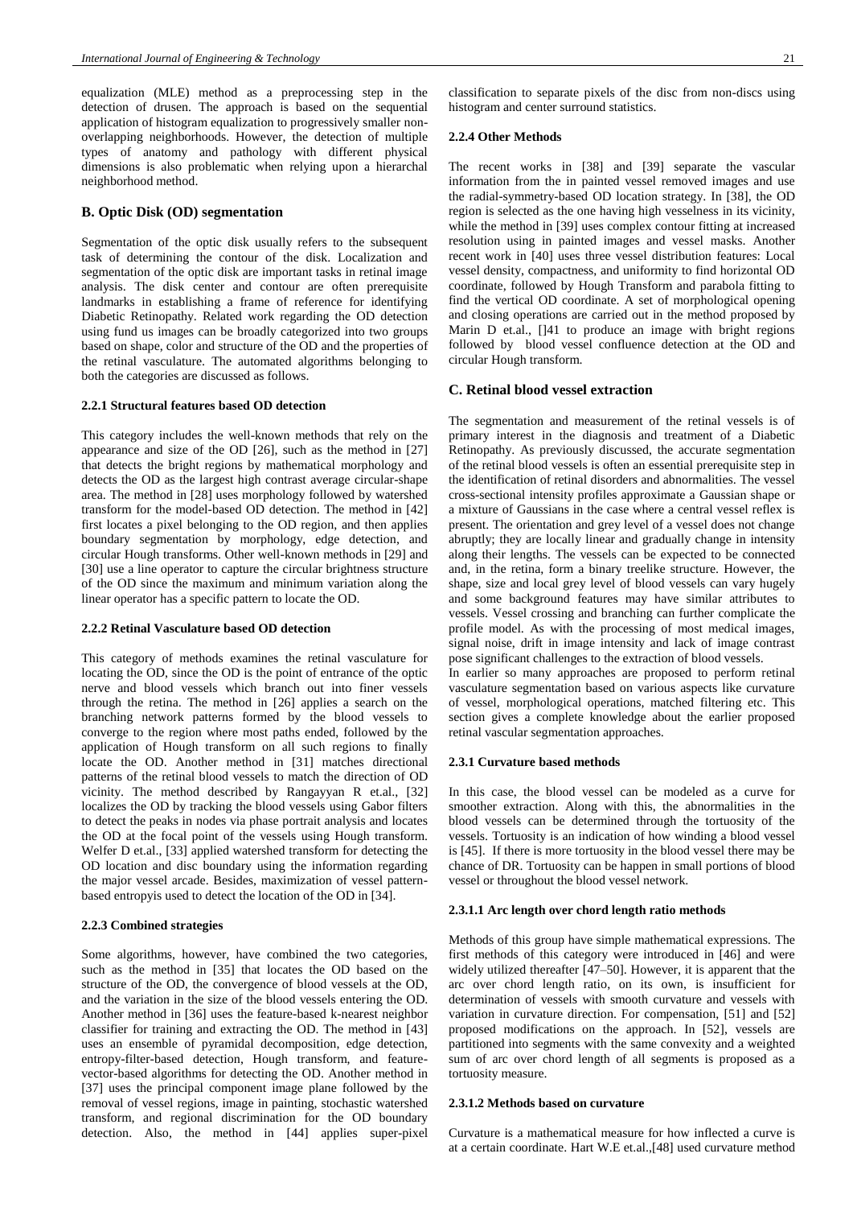equalization (MLE) method as a preprocessing step in the detection of drusen. The approach is based on the sequential application of histogram equalization to progressively smaller non-overlapping neighborhoods. However, the detection of multiple types of anatomy and pathology with different physical dimensions is also problematic when relying upon a hierarchal neighborhood method.

## B. Optic Disk (OD) segmentation

Segmentation of the optic disk usually refers to the subsequent task of determining the contour of the disk. Localization and segmentation of the optic disk are important tasks in retinal image analysis. The disk center and contour are often prerequisite landmarks in establishing a frame of reference for identifying Diabetic Retinopathy. Related work regarding the OD detection using fund us images can be broadly categorized into two groups based on shape, color and structure of the OD and the properties of the retinal vasculature. The automated algorithms belonging to both the categories are discussed as follows.

### 2.2.1 Structural features based OD detection

This category includes the well-known methods that rely on the appearance and size of the OD [26], such as the method in [27] that detects the bright regions by mathematical morphology and detects the OD as the largest high contrast average circular-shape area. The method in [28] uses morphology followed by watershed transform for the model-based OD detection. The method in [42] first locates a pixel belonging to the OD region, and then applies boundary segmentation by morphology, edge detection, and circular Hough transforms. Other well-known methods in [29] and [30] use a line operator to capture the circular brightness structure of the OD since the maximum and minimum variation along the linear operator has a specific pattern to locate the OD.

### 2.2.2 Retinal Vasculature based OD detection

This category of methods examines the retinal vasculature for locating the OD, since the OD is the point of entrance of the optic nerve and blood vessels which branch out into finer vessels through the retina. The method in [26] applies a search on the branching network patterns formed by the blood vessels to converge to the region where most paths ended, followed by the application of Hough transform on all such regions to finally locate the OD. Another method in [31] matches directional patterns of the retinal blood vessels to match the direction of OD vicinity. The method described by Rangayyan R et.al., [32] localizes the OD by tracking the blood vessels using Gabor filters to detect the peaks in nodes via phase portrait analysis and locates the OD at the focal point of the vessels using Hough transform. Welfer D et.al., [33] applied watershed transform for detecting the OD location and disc boundary using the information regarding the major vessel arcade. Besides, maximization of vessel pattern-based entropyis used to detect the location of the OD in [34].

### 2.2.3 Combined strategies

Some algorithms, however, have combined the two categories, such as the method in [35] that locates the OD based on the structure of the OD, the convergence of blood vessels at the OD, and the variation in the size of the blood vessels entering the OD. Another method in [36] uses the feature-based k-nearest neighbor classifier for training and extracting the OD. The method in [43] uses an ensemble of pyramidal decomposition, edge detection, entropy-filter-based detection, Hough transform, and feature-vector-based algorithms for detecting the OD. Another method in [37] uses the principal component image plane followed by the removal of vessel regions, image in painting, stochastic watershed transform, and regional discrimination for the OD boundary detection. Also, the method in [44] applies super-pixel classification to separate pixels of the disc from non-discs using histogram and center surround statistics.

### 2.2.4 Other Methods

The recent works in [38] and [39] separate the vascular information from the in painted vessel removed images and use the radial-symmetry-based OD location strategy. In [38], the OD region is selected as the one having high vesselness in its vicinity, while the method in [39] uses complex contour fitting at increased resolution using in painted images and vessel masks. Another recent work in [40] uses three vessel distribution features: Local vessel density, compactness, and uniformity to find horizontal OD coordinate, followed by Hough Transform and parabola fitting to find the vertical OD coordinate. A set of morphological opening and closing operations are carried out in the method proposed by Marin D et.al., []41 to produce an image with bright regions followed by blood vessel confluence detection at the OD and circular Hough transform.

## C. Retinal blood vessel extraction

The segmentation and measurement of the retinal vessels is of primary interest in the diagnosis and treatment of a Diabetic Retinopathy. As previously discussed, the accurate segmentation of the retinal blood vessels is often an essential prerequisite step in the identification of retinal disorders and abnormalities. The vessel cross-sectional intensity profiles approximate a Gaussian shape or a mixture of Gaussians in the case where a central vessel reflex is present. The orientation and grey level of a vessel does not change abruptly; they are locally linear and gradually change in intensity along their lengths. The vessels can be expected to be connected and, in the retina, form a binary treelike structure. However, the shape, size and local grey level of blood vessels can vary hugely and some background features may have similar attributes to vessels. Vessel crossing and branching can further complicate the profile model. As with the processing of most medical images, signal noise, drift in image intensity and lack of image contrast pose significant challenges to the extraction of blood vessels.
In earlier so many approaches are proposed to perform retinal vasculature segmentation based on various aspects like curvature of vessel, morphological operations, matched filtering etc. This section gives a complete knowledge about the earlier proposed retinal vascular segmentation approaches.

### 2.3.1 Curvature based methods

In this case, the blood vessel can be modeled as a curve for smoother extraction. Along with this, the abnormalities in the blood vessels can be determined through the tortuosity of the vessels. Tortuosity is an indication of how winding a blood vessel is [45]. If there is more tortuosity in the blood vessel there may be chance of DR. Tortuosity can be happen in small portions of blood vessel or throughout the blood vessel network.

#### 2.3.1.1 Arc length over chord length ratio methods

Methods of this group have simple mathematical expressions. The first methods of this category were introduced in [46] and were widely utilized thereafter [47–50]. However, it is apparent that the arc over chord length ratio, on its own, is insufficient for determination of vessels with smooth curvature and vessels with variation in curvature direction. For compensation, [51] and [52] proposed modifications on the approach. In [52], vessels are partitioned into segments with the same convexity and a weighted sum of arc over chord length of all segments is proposed as a tortuosity measure.

#### 2.3.1.2 Methods based on curvature

Curvature is a mathematical measure for how inflected a curve is at a certain coordinate. Hart W.E et.al.,[48] used curvature method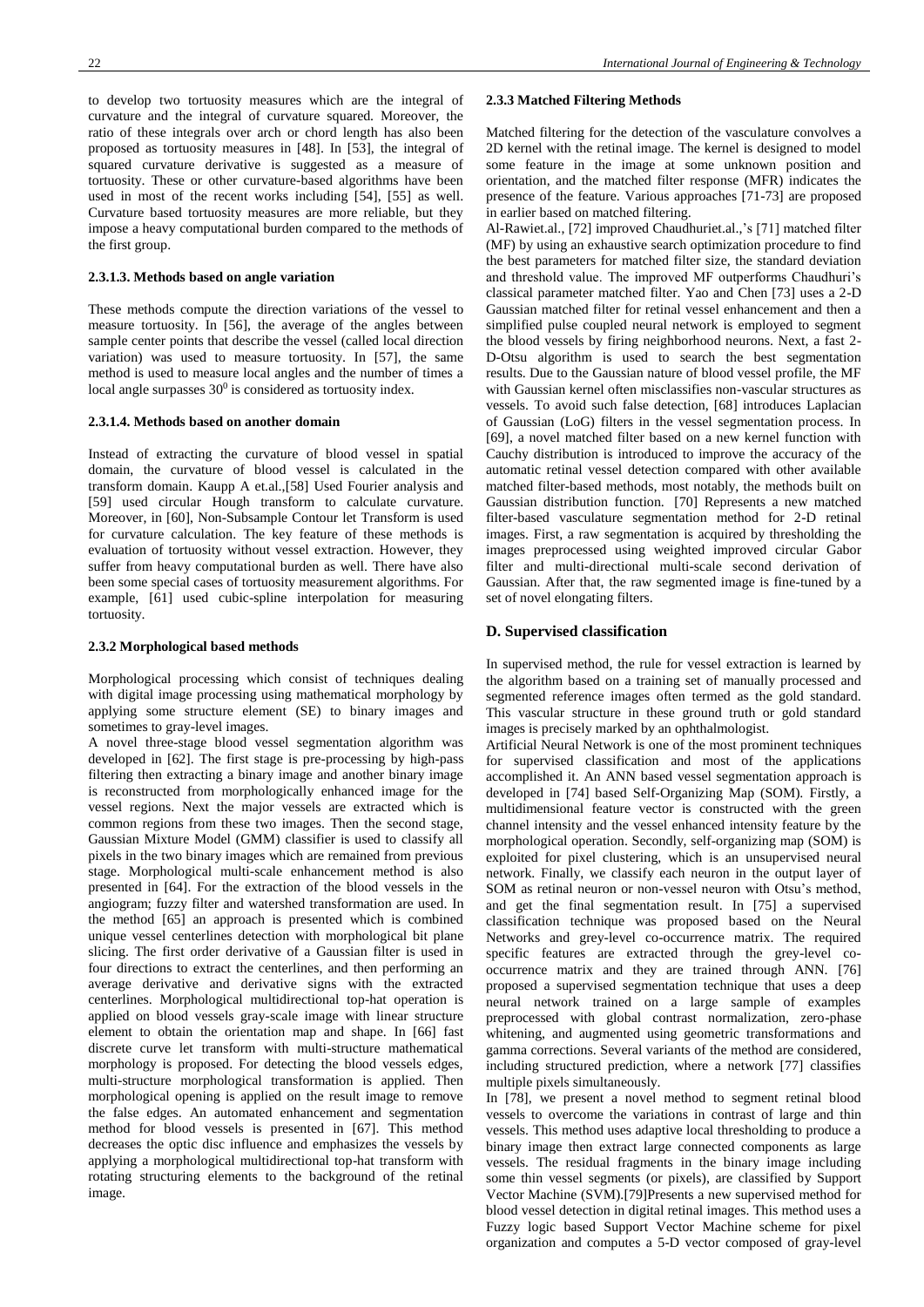to develop two tortuosity measures which are the integral of curvature and the integral of curvature squared. Moreover, the ratio of these integrals over arch or chord length has also been proposed as tortuosity measures in [48]. In [53], the integral of squared curvature derivative is suggested as a measure of tortuosity. These or other curvature-based algorithms have been used in most of the recent works including [54], [55] as well. Curvature based tortuosity measures are more reliable, but they impose a heavy computational burden compared to the methods of the first group.

#### 2.3.1.3. Methods based on angle variation

These methods compute the direction variations of the vessel to measure tortuosity. In [56], the average of the angles between sample center points that describe the vessel (called local direction variation) was used to measure tortuosity. In [57], the same method is used to measure local angles and the number of times a local angle surpasses $30^0$ is considered as tortuosity index.

#### 2.3.1.4. Methods based on another domain

Instead of extracting the curvature of blood vessel in spatial domain, the curvature of blood vessel is calculated in the transform domain. Kaupp A et.al.,[58] Used Fourier analysis and [59] used circular Hough transform to calculate curvature. Moreover, in [60], Non-Subsample Contour let Transform is used for curvature calculation. The key feature of these methods is evaluation of tortuosity without vessel extraction. However, they suffer from heavy computational burden as well. There have also been some special cases of tortuosity measurement algorithms. For example, [61] used cubic-spline interpolation for measuring tortuosity.

#### 2.3.2 Morphological based methods

Morphological processing which consist of techniques dealing with digital image processing using mathematical morphology by applying some structure element (SE) to binary images and sometimes to gray-level images.

A novel three-stage blood vessel segmentation algorithm was developed in [62]. The first stage is pre-processing by high-pass filtering then extracting a binary image and another binary image is reconstructed from morphologically enhanced image for the vessel regions. Next the major vessels are extracted which is common regions from these two images. Then the second stage, Gaussian Mixture Model (GMM) classifier is used to classify all pixels in the two binary images which are remained from previous stage. Morphological multi-scale enhancement method is also presented in [64]. For the extraction of the blood vessels in the angiogram; fuzzy filter and watershed transformation are used. In the method [65] an approach is presented which is combined unique vessel centerlines detection with morphological bit plane slicing. The first order derivative of a Gaussian filter is used in four directions to extract the centerlines, and then performing an average derivative and derivative signs with the extracted centerlines. Morphological multidirectional top-hat operation is applied on blood vessels gray-scale image with linear structure element to obtain the orientation map and shape. In [66] fast discrete curve let transform with multi-structure mathematical morphology is proposed. For detecting the blood vessels edges, multi-structure morphological transformation is applied. Then morphological opening is applied on the result image to remove the false edges. An automated enhancement and segmentation method for blood vessels is presented in [67]. This method decreases the optic disc influence and emphasizes the vessels by applying a morphological multidirectional top-hat transform with rotating structuring elements to the background of the retinal image.

#### 2.3.3 Matched Filtering Methods

Matched filtering for the detection of the vasculature convolves a 2D kernel with the retinal image. The kernel is designed to model some feature in the image at some unknown position and orientation, and the matched filter response (MFR) indicates the presence of the feature. Various approaches [71-73] are proposed in earlier based on matched filtering.

Al-Rawiet.al., [72] improved Chaudhuriet.al.,'s [71] matched filter (MF) by using an exhaustive search optimization procedure to find the best parameters for matched filter size, the standard deviation and threshold value. The improved MF outperforms Chaudhuri's classical parameter matched filter. Yao and Chen [73] uses a 2-D Gaussian matched filter for retinal vessel enhancement and then a simplified pulse coupled neural network is employed to segment the blood vessels by firing neighborhood neurons. Next, a fast 2-D-Otsu algorithm is used to search the best segmentation results. Due to the Gaussian nature of blood vessel profile, the MF with Gaussian kernel often misclassifies non-vascular structures as vessels. To avoid such false detection, [68] introduces Laplacian of Gaussian (LoG) filters in the vessel segmentation process. In [69], a novel matched filter based on a new kernel function with Cauchy distribution is introduced to improve the accuracy of the automatic retinal vessel detection compared with other available matched filter-based methods, most notably, the methods built on Gaussian distribution function. [70] Represents a new matched filter-based vasculature segmentation method for 2-D retinal images. First, a raw segmentation is acquired by thresholding the images preprocessed using weighted improved circular Gabor filter and multi-directional multi-scale second derivation of Gaussian. After that, the raw segmented image is fine-tuned by a set of novel elongating filters.

### D. Supervised classification

In supervised method, the rule for vessel extraction is learned by the algorithm based on a training set of manually processed and segmented reference images often termed as the gold standard. This vascular structure in these ground truth or gold standard images is precisely marked by an ophthalmologist.

Artificial Neural Network is one of the most prominent techniques for supervised classification and most of the applications accomplished it. An ANN based vessel segmentation approach is developed in [74] based Self-Organizing Map (SOM). Firstly, a multidimensional feature vector is constructed with the green channel intensity and the vessel enhanced intensity feature by the morphological operation. Secondly, self-organizing map (SOM) is exploited for pixel clustering, which is an unsupervised neural network. Finally, we classify each neuron in the output layer of SOM as retinal neuron or non-vessel neuron with Otsu's method, and get the final segmentation result. In [75] a supervised classification technique was proposed based on the Neural Networks and grey-level co-occurrence matrix. The required specific features are extracted through the grey-level co-occurrence matrix and they are trained through ANN. [76] proposed a supervised segmentation technique that uses a deep neural network trained on a large sample of examples preprocessed with global contrast normalization, zero-phase whitening, and augmented using geometric transformations and gamma corrections. Several variants of the method are considered, including structured prediction, where a network [77] classifies multiple pixels simultaneously.

In [78], we present a novel method to segment retinal blood vessels to overcome the variations in contrast of large and thin vessels. This method uses adaptive local thresholding to produce a binary image then extract large connected components as large vessels. The residual fragments in the binary image including some thin vessel segments (or pixels), are classified by Support Vector Machine (SVM).[79]Presents a new supervised method for blood vessel detection in digital retinal images. This method uses a Fuzzy logic based Support Vector Machine scheme for pixel organization and computes a 5-D vector composed of gray-level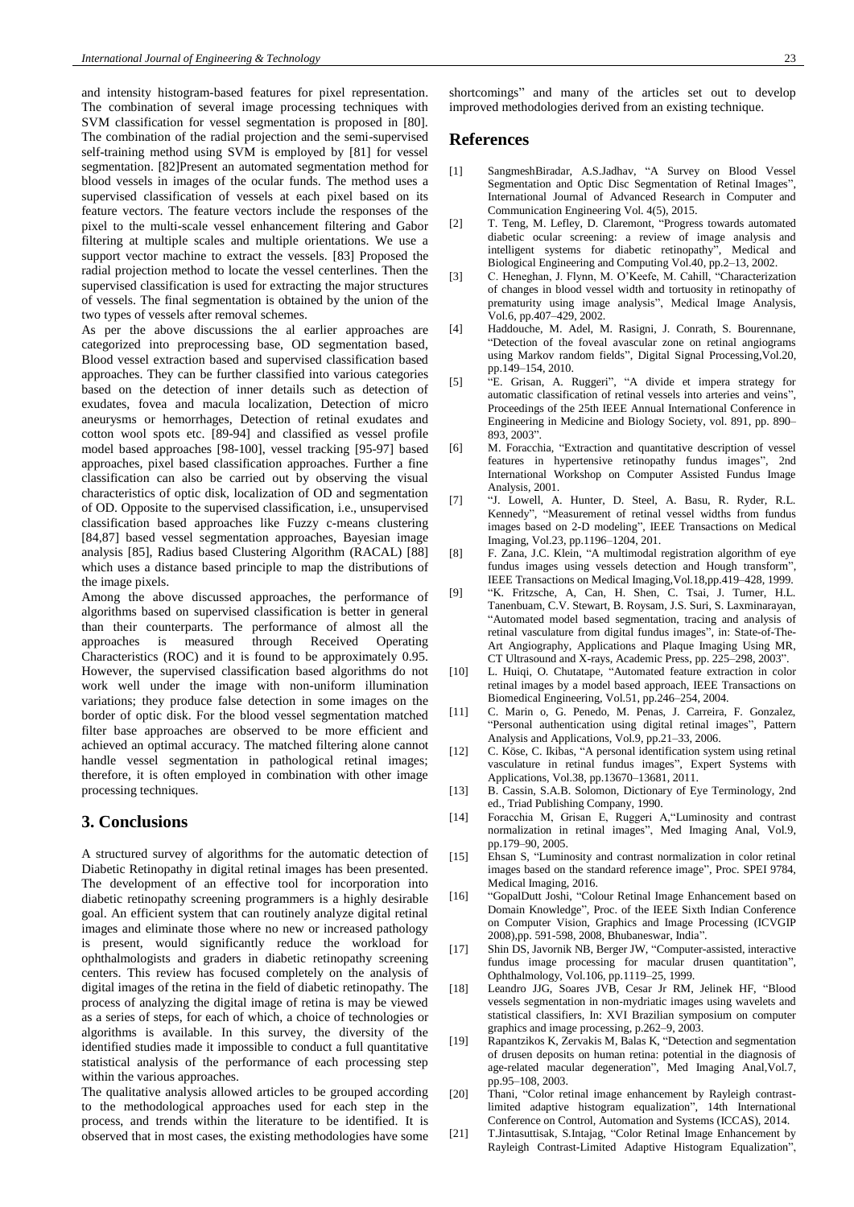and intensity histogram-based features for pixel representation. The combination of several image processing techniques with SVM classification for vessel segmentation is proposed in [80]. The combination of the radial projection and the semi-supervised self-training method using SVM is employed by [81] for vessel segmentation. [82]Present an automated segmentation method for blood vessels in images of the ocular funds. The method uses a supervised classification of vessels at each pixel based on its feature vectors. The feature vectors include the responses of the pixel to the multi-scale vessel enhancement filtering and Gabor filtering at multiple scales and multiple orientations. We use a support vector machine to extract the vessels. [83] Proposed the radial projection method to locate the vessel centerlines. Then the supervised classification is used for extracting the major structures of vessels. The final segmentation is obtained by the union of the two types of vessels after removal schemes.

As per the above discussions the al earlier approaches are categorized into preprocessing base, OD segmentation based, Blood vessel extraction based and supervised classification based approaches. They can be further classified into various categories based on the detection of inner details such as detection of exudates, fovea and macula localization, Detection of micro aneurysms or hemorrhages, Detection of retinal exudates and cotton wool spots etc. [89-94] and classified as vessel profile model based approaches [98-100], vessel tracking [95-97] based approaches, pixel based classification approaches. Further a fine classification can also be carried out by observing the visual characteristics of optic disk, localization of OD and segmentation of OD. Opposite to the supervised classification, i.e., unsupervised classification based approaches like Fuzzy c-means clustering [84,87] based vessel segmentation approaches, Bayesian image analysis [85], Radius based Clustering Algorithm (RACAL) [88] which uses a distance based principle to map the distributions of the image pixels.

Among the above discussed approaches, the performance of algorithms based on supervised classification is better in general than their counterparts. The performance of almost all the approaches is measured through Received Operating Characteristics (ROC) and it is found to be approximately 0.95. However, the supervised classification based algorithms do not work well under the image with non-uniform illumination variations; they produce false detection in some images on the border of optic disk. For the blood vessel segmentation matched filter base approaches are observed to be more efficient and achieved an optimal accuracy. The matched filtering alone cannot handle vessel segmentation in pathological retinal images; therefore, it is often employed in combination with other image processing techniques.

## 3. Conclusions

A structured survey of algorithms for the automatic detection of Diabetic Retinopathy in digital retinal images has been presented. The development of an effective tool for incorporation into diabetic retinopathy screening programmers is a highly desirable goal. An efficient system that can routinely analyze digital retinal images and eliminate those where no new or increased pathology is present, would significantly reduce the workload for ophthalmologists and graders in diabetic retinopathy screening centers. This review has focused completely on the analysis of digital images of the retina in the field of diabetic retinopathy. The process of analyzing the digital image of retina is may be viewed as a series of steps, for each of which, a choice of technologies or algorithms is available. In this survey, the diversity of the identified studies made it impossible to conduct a full quantitative statistical analysis of the performance of each processing step within the various approaches.

The qualitative analysis allowed articles to be grouped according to the methodological approaches used for each step in the process, and trends within the literature to be identified. It is observed that in most cases, the existing methodologies have some shortcomings" and many of the articles set out to develop improved methodologies derived from an existing technique.

## References

[1] SangmeshBiradar, A.S.Jadhav, "A Survey on Blood Vessel Segmentation and Optic Disc Segmentation of Retinal Images", International Journal of Advanced Research in Computer and Communication Engineering Vol. 4(5), 2015.

[2] T. Teng, M. Lefley, D. Claremont, "Progress towards automated diabetic ocular screening: a review of image analysis and intelligent systems for diabetic retinopathy", Medical and Biological Engineering and Computing Vol.40, pp.2–13, 2002.

[3] C. Heneghan, J. Flynn, M. O'Keefe, M. Cahill, "Characterization of changes in blood vessel width and tortuosity in retinopathy of prematurity using image analysis", Medical Image Analysis, Vol.6, pp.407–429, 2002.

[4] Haddouche, M. Adel, M. Rasigni, J. Conrath, S. Bourennane, "Detection of the foveal avascular zone on retinal angiograms using Markov random fields", Digital Signal Processing,Vol.20, pp.149–154, 2010.

[5] "E. Grisan, A. Ruggeri", "A divide et impera strategy for automatic classification of retinal vessels into arteries and veins", Proceedings of the 25th IEEE Annual International Conference in Engineering in Medicine and Biology Society, vol. 891, pp. 890–893, 2003".

[6] M. Foracchia, "Extraction and quantitative description of vessel features in hypertensive retinopathy fundus images", 2nd International Workshop on Computer Assisted Fundus Image Analysis, 2001.

[7] "J. Lowell, A. Hunter, D. Steel, A. Basu, R. Ryder, R.L. Kennedy", "Measurement of retinal vessel widths from fundus images based on 2-D modeling", IEEE Transactions on Medical Imaging, Vol.23, pp.1196–1204, 201.

[8] F. Zana, J.C. Klein, "A multimodal registration algorithm of eye fundus images using vessels detection and Hough transform", IEEE Transactions on Medical Imaging,Vol.18,pp.419–428, 1999.

[9] "K. Fritzsche, A, Can, H. Shen, C. Tsai, J. Turner, H.L. Tanenbuam, C.V. Stewart, B. Roysam, J.S. Suri, S. Laxminarayan, "Automated model based segmentation, tracing and analysis of retinal vasculature from digital fundus images", in: State-of-The-Art Angiography, Applications and Plaque Imaging Using MR, CT Ultrasound and X-rays, Academic Press, pp. 225–298, 2003".

[10] L. Huiqi, O. Chutatape, "Automated feature extraction in color retinal images by a model based approach, IEEE Transactions on Biomedical Engineering, Vol.51, pp.246–254, 2004.

[11] C. Marin o, G. Penedo, M. Penas, J. Carreira, F. Gonzalez, "Personal authentication using digital retinal images", Pattern Analysis and Applications, Vol.9, pp.21–33, 2006.

[12] C. Köse, C. Ikibas, "A personal identification system using retinal vasculature in retinal fundus images", Expert Systems with Applications, Vol.38, pp.13670–13681, 2011.

[13] B. Cassin, S.A.B. Solomon, Dictionary of Eye Terminology, 2nd ed., Triad Publishing Company, 1990.

[14] Foracchia M, Grisan E, Ruggeri A,"Luminosity and contrast normalization in retinal images", Med Imaging Anal, Vol.9, pp.179–90, 2005.

[15] Ehsan S, "Luminosity and contrast normalization in color retinal images based on the standard reference image", Proc. SPEI 9784, Medical Imaging, 2016.

[16] "GopalDutt Joshi, "Colour Retinal Image Enhancement based on Domain Knowledge", Proc. of the IEEE Sixth Indian Conference on Computer Vision, Graphics and Image Processing (ICVGIP 2008),pp. 591-598, 2008, Bhubaneswar, India".

[17] Shin DS, Javornik NB, Berger JW, "Computer-assisted, interactive fundus image processing for macular drusen quantitation", Ophthalmology, Vol.106, pp.1119–25, 1999.

[18] Leandro JJG, Soares JVB, Cesar Jr RM, Jelinek HF, "Blood vessels segmentation in non-mydriatic images using wavelets and statistical classifiers, In: XVI Brazilian symposium on computer graphics and image processing, p.262–9, 2003.

[19] Rapantzikos K, Zervakis M, Balas K, "Detection and segmentation of drusen deposits on human retina: potential in the diagnosis of age-related macular degeneration", Med Imaging Anal,Vol.7, pp.95–108, 2003.

[20] Thani, "Color retinal image enhancement by Rayleigh contrast-limited adaptive histogram equalization", 14th International Conference on Control, Automation and Systems (ICCAS), 2014.

[21] T.Jintasuttisak, S.Intajag, "Color Retinal Image Enhancement by Rayleigh Contrast-Limited Adaptive Histogram Equalization",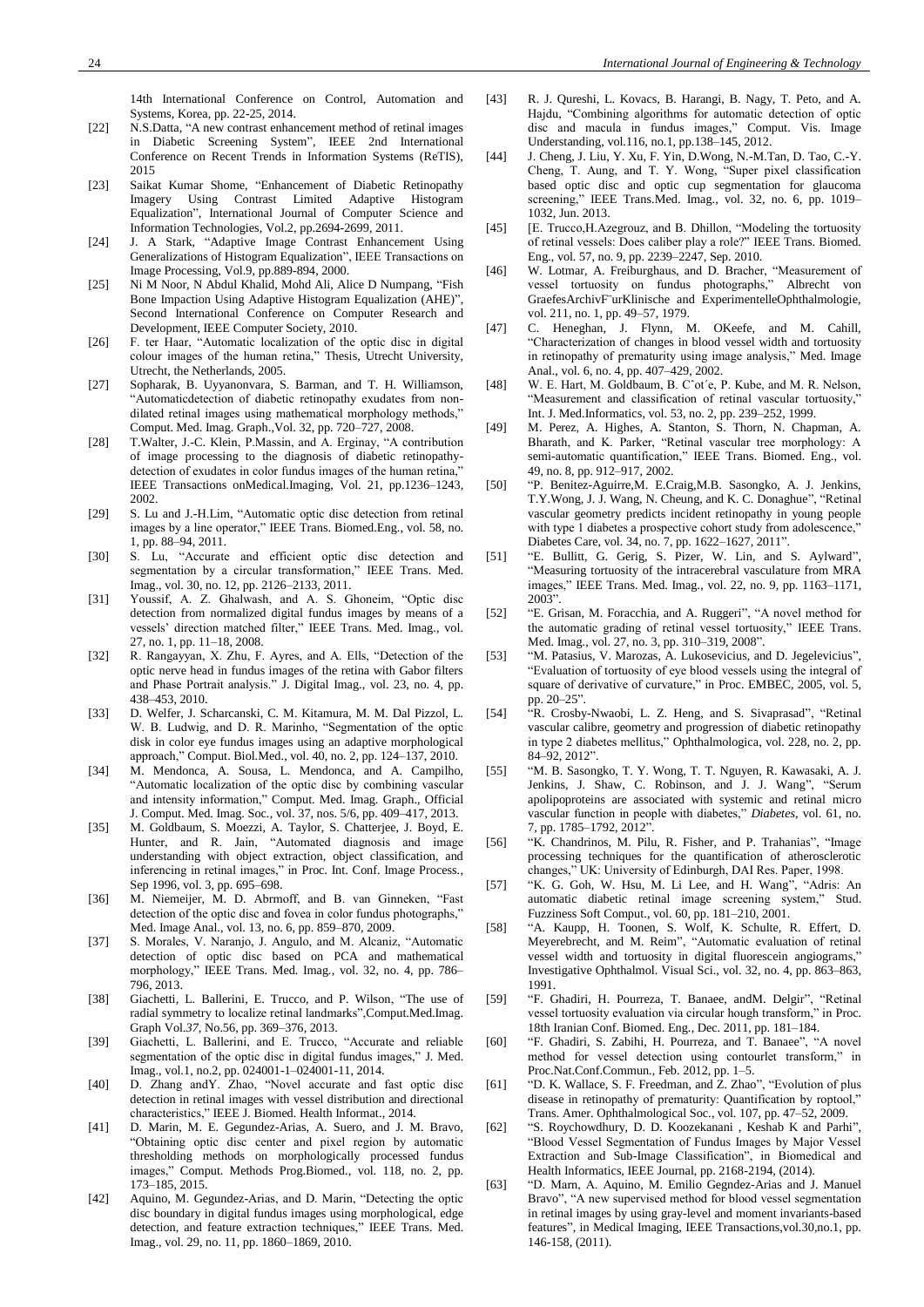14th International Conference on Control, Automation and Systems, Korea, pp. 22-25, 2014.

[22] N.S.Datta, "A new contrast enhancement method of retinal images in Diabetic Screening System", IEEE 2nd International Conference on Recent Trends in Information Systems (ReTIS), 2015

[23] Saikat Kumar Shome, "Enhancement of Diabetic Retinopathy Imagery Using Contrast Limited Adaptive Histogram Equalization", International Journal of Computer Science and Information Technologies, Vol.2, pp.2694-2699, 2011.

[24] J. A Stark, "Adaptive Image Contrast Enhancement Using Generalizations of Histogram Equalization", IEEE Transactions on Image Processing, Vol.9, pp.889-894, 2000.

[25] Ni M Noor, N Abdul Khalid, Mohd Ali, Alice D Numpang, "Fish Bone Impaction Using Adaptive Histogram Equalization (AHE)", Second International Conference on Computer Research and Development, IEEE Computer Society, 2010.

[26] F. ter Haar, "Automatic localization of the optic disc in digital colour images of the human retina," Thesis, Utrecht University, Utrecht, the Netherlands, 2005.

[27] Sopharak, B. Uyyanonvara, S. Barman, and T. H. Williamson, "Automaticdetection of diabetic retinopathy exudates from non-dilated retinal images using mathematical morphology methods," Comput. Med. Imag. Graph.,Vol. 32, pp. 720–727, 2008.

[28] T.Walter, J.-C. Klein, P.Massin, and A. Erginay, "A contribution of image processing to the diagnosis of diabetic retinopathy-detection of exudates in color fundus images of the human retina," IEEE Transactions onMedical.Imaging, Vol. 21, pp.1236–1243, 2002.

[29] S. Lu and J.-H.Lim, "Automatic optic disc detection from retinal images by a line operator," IEEE Trans. Biomed.Eng., vol. 58, no. 1, pp. 88–94, 2011.

[30] S. Lu, "Accurate and efficient optic disc detection and segmentation by a circular transformation," IEEE Trans. Med. Imag., vol. 30, no. 12, pp. 2126–2133, 2011.

[31] Youssif, A. Z. Ghalwash, and A. S. Ghoneim, "Optic disc detection from normalized digital fundus images by means of a vessels' direction matched filter," IEEE Trans. Med. Imag., vol. 27, no. 1, pp. 11–18, 2008.

[32] R. Rangayyan, X. Zhu, F. Ayres, and A. Ells, "Detection of the optic nerve head in fundus images of the retina with Gabor filters and Phase Portrait analysis." J. Digital Imag., vol. 23, no. 4, pp. 438–453, 2010.

[33] D. Welfer, J. Scharcanski, C. M. Kitamura, M. M. Dal Pizzol, L. W. B. Ludwig, and D. R. Marinho, "Segmentation of the optic disk in color eye fundus images using an adaptive morphological approach," Comput. Biol.Med., vol. 40, no. 2, pp. 124–137, 2010.

[34] M. Mendonca, A. Sousa, L. Mendonca, and A. Campilho, "Automatic localization of the optic disc by combining vascular and intensity information," Comput. Med. Imag. Graph., Official J. Comput. Med. Imag. Soc., vol. 37, nos. 5/6, pp. 409–417, 2013.

[35] M. Goldbaum, S. Moezzi, A. Taylor, S. Chatterjee, J. Boyd, E. Hunter, and R. Jain, "Automated diagnosis and image understanding with object extraction, object classification, and inferencing in retinal images," in Proc. Int. Conf. Image Process., Sep 1996, vol. 3, pp. 695–698.

[36] M. Niemeijer, M. D. Abrmoff, and B. van Ginneken, "Fast detection of the optic disc and fovea in color fundus photographs," Med. Image Anal., vol. 13, no. 6, pp. 859–870, 2009.

[37] S. Morales, V. Naranjo, J. Angulo, and M. Alcaniz, "Automatic detection of optic disc based on PCA and mathematical morphology," IEEE Trans. Med. Imag., vol. 32, no. 4, pp. 786–796, 2013.

[38] Giachetti, L. Ballerini, E. Trucco, and P. Wilson, "The use of radial symmetry to localize retinal landmarks",Comput.Med.Imag. Graph Vol.*37*, No.56, pp. 369–376, 2013.

[39] Giachetti, L. Ballerini, and E. Trucco, "Accurate and reliable segmentation of the optic disc in digital fundus images," J. Med. Imag., vol.1, no.2, pp. 024001-1–024001-11, 2014.

[40] D. Zhang andY. Zhao, "Novel accurate and fast optic disc detection in retinal images with vessel distribution and directional characteristics," IEEE J. Biomed. Health Informat., 2014.

[41] D. Marin, M. E. Gegundez-Arias, A. Suero, and J. M. Bravo, "Obtaining optic disc center and pixel region by automatic thresholding methods on morphologically processed fundus images," Comput. Methods Prog.Biomed., vol. 118, no. 2, pp. 173–185, 2015.

[42] Aquino, M. Gegundez-Arias, and D. Marin, "Detecting the optic disc boundary in digital fundus images using morphological, edge detection, and feature extraction techniques," IEEE Trans. Med. Imag., vol. 29, no. 11, pp. 1860–1869, 2010.

[43] R. J. Qureshi, L. Kovacs, B. Harangi, B. Nagy, T. Peto, and A. Hajdu, "Combining algorithms for automatic detection of optic disc and macula in fundus images," Comput. Vis. Image Understanding, vol.116, no.1, pp.138–145, 2012.

[44] J. Cheng, J. Liu, Y. Xu, F. Yin, D.Wong, N.-M.Tan, D. Tao, C.-Y. Cheng, T. Aung, and T. Y. Wong, "Super pixel classification based optic disc and optic cup segmentation for glaucoma screening," IEEE Trans.Med. Imag., vol. 32, no. 6, pp. 1019–1032, Jun. 2013.

[45] [E. Trucco,H.Azegrouz, and B. Dhillon, "Modeling the tortuosity of retinal vessels: Does caliber play a role?" IEEE Trans. Biomed. Eng., vol. 57, no. 9, pp. 2239–2247, Sep. 2010.

[46] W. Lotmar, A. Freiburghaus, and D. Bracher, "Measurement of vessel tortuosity on fundus photographs," Albrecht von GraefesArchivF¨urKlinische and ExperimentelleOphthalmologie, vol. 211, no. 1, pp. 49–57, 1979.

[47] C. Heneghan, J. Flynn, M. OKeefe, and M. Cahill, "Characterization of changes in blood vessel width and tortuosity in retinopathy of prematurity using image analysis," Med. Image Anal., vol. 6, no. 4, pp. 407–429, 2002.

[48] W. E. Hart, M. Goldbaum, B. Cˆot´e, P. Kube, and M. R. Nelson, "Measurement and classification of retinal vascular tortuosity," Int. J. Med.Informatics, vol. 53, no. 2, pp. 239–252, 1999.

[49] M. Perez, A. Highes, A. Stanton, S. Thorn, N. Chapman, A. Bharath, and K. Parker, "Retinal vascular tree morphology: A semi-automatic quantification," IEEE Trans. Biomed. Eng., vol. 49, no. 8, pp. 912–917, 2002.

[50] "P. Benitez-Aguirre,M. E.Craig,M.B. Sasongko, A. J. Jenkins, T.Y.Wong, J. J. Wang, N. Cheung, and K. C. Donaghue", "Retinal vascular geometry predicts incident retinopathy in young people with type 1 diabetes a prospective cohort study from adolescence," Diabetes Care, vol. 34, no. 7, pp. 1622–1627, 2011".

[51] "E. Bullitt, G. Gerig, S. Pizer, W. Lin, and S. Aylward", "Measuring tortuosity of the intracerebral vasculature from MRA images," IEEE Trans. Med. Imag., vol. 22, no. 9, pp. 1163–1171, 2003".

[52] "E. Grisan, M. Foracchia, and A. Ruggeri", "A novel method for the automatic grading of retinal vessel tortuosity," IEEE Trans. Med. Imag., vol. 27, no. 3, pp. 310–319, 2008".

[53] "M. Patasius, V. Marozas, A. Lukosevicius, and D. Jegelevicius", "Evaluation of tortuosity of eye blood vessels using the integral of square of derivative of curvature," in Proc. EMBEC, 2005, vol. 5, pp. 20–25".

[54] "R. Crosby-Nwaobi, L. Z. Heng, and S. Sivaprasad", "Retinal vascular calibre, geometry and progression of diabetic retinopathy in type 2 diabetes mellitus," Ophthalmologica, vol. 228, no. 2, pp. 84–92, 2012".

[55] "M. B. Sasongko, T. Y. Wong, T. T. Nguyen, R. Kawasaki, A. J. Jenkins, J. Shaw, C. Robinson, and J. J. Wang", "Serum apolipoproteins are associated with systemic and retinal micro vascular function in people with diabetes," *Diabetes*, vol. 61, no. 7, pp. 1785–1792, 2012".

[56] "K. Chandrinos, M. Pilu, R. Fisher, and P. Trahanias", "Image processing techniques for the quantification of atherosclerotic changes," UK: University of Edinburgh, DAI Res. Paper, 1998.

[57] "K. G. Goh, W. Hsu, M. Li Lee, and H. Wang", "Adris: An automatic diabetic retinal image screening system," Stud. Fuzziness Soft Comput., vol. 60, pp. 181–210, 2001.

[58] "A. Kaupp, H. Toonen, S. Wolf, K. Schulte, R. Effert, D. Meyerebrecht, and M. Reim", "Automatic evaluation of retinal vessel width and tortuosity in digital fluorescein angiograms," Investigative Ophthalmol. Visual Sci., vol. 32, no. 4, pp. 863–863, 1991.

[59] "F. Ghadiri, H. Pourreza, T. Banaee, andM. Delgir", "Retinal vessel tortuosity evaluation via circular hough transform," in Proc. 18th Iranian Conf. Biomed. Eng., Dec. 2011, pp. 181–184.

[60] "F. Ghadiri, S. Zabihi, H. Pourreza, and T. Banaee", "A novel method for vessel detection using contourlet transform," in Proc.Nat.Conf.Commun., Feb. 2012, pp. 1–5.

[61] "D. K. Wallace, S. F. Freedman, and Z. Zhao", "Evolution of plus disease in retinopathy of prematurity: Quantification by roptool," Trans. Amer. Ophthalmological Soc., vol. 107, pp. 47–52, 2009.

[62] "S. Roychowdhury, D. D. Koozekanani , Keshab K and Parhi", "Blood Vessel Segmentation of Fundus Images by Major Vessel Extraction and Sub-Image Classification", in Biomedical and Health Informatics, IEEE Journal, pp. 2168-2194, (2014).

[63] "D. Marn, A. Aquino, M. Emilio Gegndez-Arias and J. Manuel Bravo", "A new supervised method for blood vessel segmentation in retinal images by using gray-level and moment invariants-based features", in Medical Imaging, IEEE Transactions,vol.30,no.1, pp. 146-158, (2011).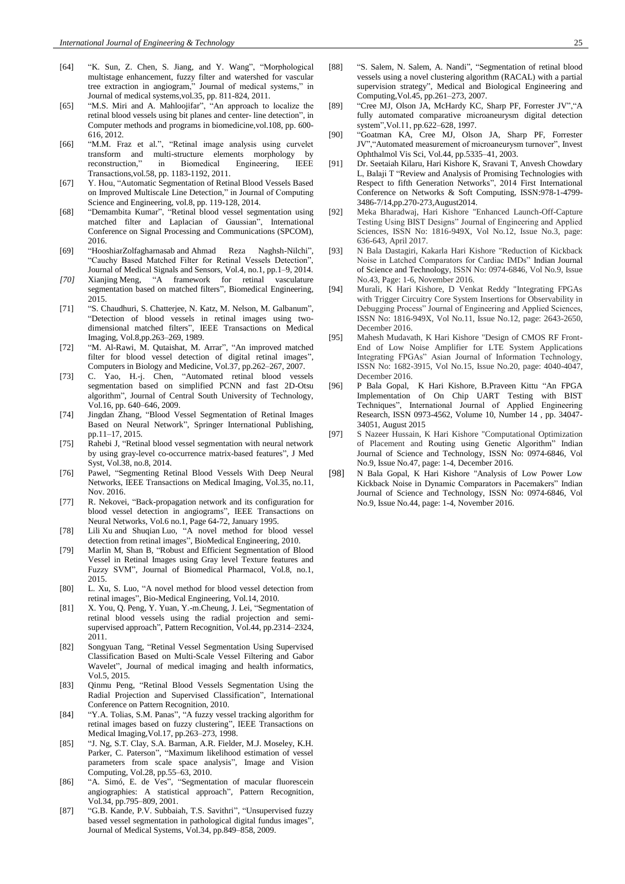[64] "K. Sun, Z. Chen, S. Jiang, and Y. Wang", "Morphological multistage enhancement, fuzzy filter and watershed for vascular tree extraction in angiogram," Journal of medical systems," in Journal of medical systems,vol.35, pp. 811-824, 2011.

[65] "M.S. Miri and A. Mahloojifar", "An approach to localize the retinal blood vessels using bit planes and center- line detection", in Computer methods and programs in biomedicine,vol.108, pp. 600-616, 2012.

[66] "M.M. Fraz et al.", "Retinal image analysis using curvelet transform and multi-structure elements morphology by reconstruction," in Biomedical Engineering, IEEE Transactions,vol.58, pp. 1183-1192, 2011.

[67] Y. Hou, "Automatic Segmentation of Retinal Blood Vessels Based on Improved Multiscale Line Detection," in Journal of Computing Science and Engineering, vol.8, pp. 119-128, 2014.

[68] "Demambita Kumar", "Retinal blood vessel segmentation using matched filter and Laplacian of Gaussian", International Conference on Signal Processing and Communications (SPCOM), 2016.

[69] "HooshiarZolfagharnasab and Ahmad Reza Naghsh-Nilchi", "Cauchy Based Matched Filter for Retinal Vessels Detection", Journal of Medical Signals and Sensors, Vol.4, no.1, pp.1–9, 2014.

*[70]* Xianjing Meng, "A framework for retinal vasculature segmentation based on matched filters", Biomedical Engineering, 2015.

[71] "S. Chaudhuri, S. Chatterjee, N. Katz, M. Nelson, M. Galbanum", "Detection of blood vessels in retinal images using two-dimensional matched filters", IEEE Transactions on Medical Imaging, Vol.8,pp.263–269, 1989.

[72] "M. Al-Rawi, M. Qutaishat, M. Arrar", "An improved matched filter for blood vessel detection of digital retinal images", Computers in Biology and Medicine, Vol.37, pp.262–267, 2007.

[73] C. Yao, H.-j. Chen, "Automated retinal blood vessels segmentation based on simplified PCNN and fast 2D-Otsu algorithm", Journal of Central South University of Technology, Vol.16, pp. 640–646, 2009.

[74] Jingdan Zhang, "Blood Vessel Segmentation of Retinal Images Based on Neural Network", Springer International Publishing, pp.11–17, 2015.

[75] Rahebi J, "Retinal blood vessel segmentation with neural network by using gray-level co-occurrence matrix-based features", J Med Syst, Vol.38, no.8, 2014.

[76] Pawel, "Segmenting Retinal Blood Vessels With Deep Neural Networks, IEEE Transactions on Medical Imaging, Vol.35, no.11, Nov. 2016.

[77] R. Nekovei, "Back-propagation network and its configuration for blood vessel detection in angiograms", IEEE Transactions on Neural Networks, Vol.6 no.1, Page 64-72, January 1995.

[78] Lili Xu and Shuqian Luo, "A novel method for blood vessel detection from retinal images", BioMedical Engineering, 2010.

[79] Marlin M, Shan B, "Robust and Efficient Segmentation of Blood Vessel in Retinal Images using Gray level Texture features and Fuzzy SVM", Journal of Biomedical Pharmacol, Vol.8, no.1, 2015.

[80] L. Xu, S. Luo, "A novel method for blood vessel detection from retinal images", Bio-Medical Engineering, Vol.14, 2010.

[81] X. You, Q. Peng, Y. Yuan, Y.-m.Cheung, J. Lei, "Segmentation of retinal blood vessels using the radial projection and semi-supervised approach", Pattern Recognition, Vol.44, pp.2314–2324, 2011.

[82] Songyuan Tang, "Retinal Vessel Segmentation Using Supervised Classification Based on Multi-Scale Vessel Filtering and Gabor Wavelet", Journal of medical imaging and health informatics, Vol.5, 2015.

[83] Qinmu Peng, "Retinal Blood Vessels Segmentation Using the Radial Projection and Supervised Classification", International Conference on Pattern Recognition, 2010.

[84] "Y.A. Tolias, S.M. Panas", "A fuzzy vessel tracking algorithm for retinal images based on fuzzy clustering", IEEE Transactions on Medical Imaging,Vol.17, pp.263–273, 1998.

[85] "J. Ng, S.T. Clay, S.A. Barman, A.R. Fielder, M.J. Moseley, K.H. Parker, C. Paterson", "Maximum likelihood estimation of vessel parameters from scale space analysis", Image and Vision Computing, Vol.28, pp.55–63, 2010.

[86] "A. Simó, E. de Ves", "Segmentation of macular fluorescein angiographies: A statistical approach", Pattern Recognition, Vol.34, pp.795–809, 2001.

[87] "G.B. Kande, P.V. Subbaiah, T.S. Savithri", "Unsupervised fuzzy based vessel segmentation in pathological digital fundus images", Journal of Medical Systems, Vol.34, pp.849–858, 2009.

[88] "S. Salem, N. Salem, A. Nandi", "Segmentation of retinal blood vessels using a novel clustering algorithm (RACAL) with a partial supervision strategy", Medical and Biological Engineering and Computing,Vol.45, pp.261–273, 2007.

[89] "Cree MJ, Olson JA, McHardy KC, Sharp PF, Forrester JV","A fully automated comparative microaneurysm digital detection system",Vol.11, pp.622–628, 1997.

[90] "Goatman KA, Cree MJ, Olson JA, Sharp PF, Forrester JV","Automated measurement of microaneurysm turnover", Invest Ophthalmol Vis Sci, Vol.44, pp.5335–41, 2003.

[91] Dr. Seetaiah Kilaru, Hari Kishore K, Sravani T, Anvesh Chowdary L, Balaji T "Review and Analysis of Promising Technologies with Respect to fifth Generation Networks", 2014 First International Conference on Networks & Soft Computing, ISSN:978-1-4799-3486-7/14,pp.270-273,August2014.

[92] Meka Bharadwaj, Hari Kishore "Enhanced Launch-Off-Capture Testing Using BIST Designs" Journal of Engineering and Applied Sciences, ISSN No: 1816-949X, Vol No.12, Issue No.3, page: 636-643, April 2017.

[93] N Bala Dastagiri, Kakarla Hari Kishore "Reduction of Kickback Noise in Latched Comparators for Cardiac IMDs" Indian Journal of Science and Technology, ISSN No: 0974-6846, Vol No.9, Issue No.43, Page: 1-6, November 2016.

[94] Murali, K Hari Kishore, D Venkat Reddy "Integrating FPGAs with Trigger Circuitry Core System Insertions for Observability in Debugging Process" Journal of Engineering and Applied Sciences, ISSN No: 1816-949X, Vol No.11, Issue No.12, page: 2643-2650, December 2016.

[95] Mahesh Mudavath, K Hari Kishore "Design of CMOS RF Front-End of Low Noise Amplifier for LTE System Applications Integrating FPGAs" Asian Journal of Information Technology, ISSN No: 1682-3915, Vol No.15, Issue No.20, page: 4040-4047, December 2016.

[96] P Bala Gopal, K Hari Kishore, B.Praveen Kittu "An FPGA Implementation of On Chip UART Testing with BIST Techniques", International Journal of Applied Engineering Research, ISSN 0973-4562, Volume 10, Number 14 , pp. 34047-34051, August 2015

[97] S Nazeer Hussain, K Hari Kishore "Computational Optimization of Placement and Routing using Genetic Algorithm" Indian Journal of Science and Technology, ISSN No: 0974-6846, Vol No.9, Issue No.47, page: 1-4, December 2016.

[98] N Bala Gopal, K Hari Kishore "Analysis of Low Power Low Kickback Noise in Dynamic Comparators in Pacemakers" Indian Journal of Science and Technology, ISSN No: 0974-6846, Vol No.9, Issue No.44, page: 1-4, November 2016.